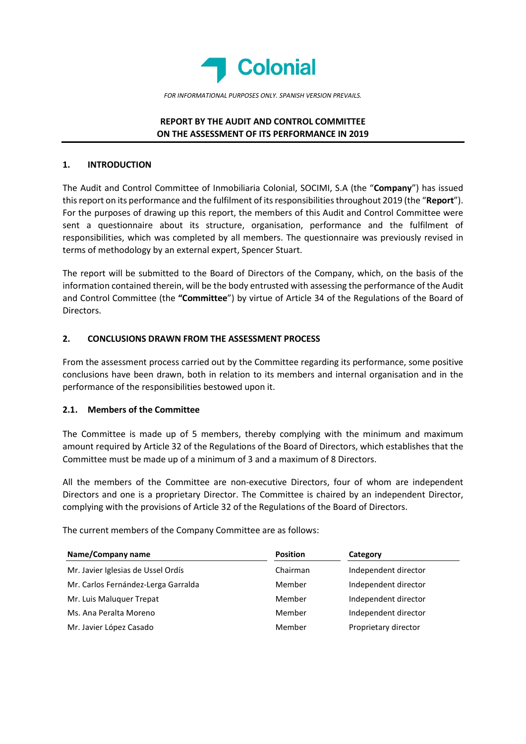Colonial

*FOR INFORMATIONAL PURPOSES ONLY. SPANISH VERSION PREVAILS.*

# REPORT BY THE AUDIT AND CONTROL COMMITTEE ON THE ASSESSMENT OF ITS PERFORMANCE IN 2019

## 1. INTRODUCTION

The Audit and Control Committee of Inmobiliaria Colonial, SOCIMI, S.A (the "**Company**") has issued this report on its performance and the fulfilment of its responsibilities throughout 2019 (the "**Report**"). For the purposes of drawing up this report, the members of this Audit and Control Committee were sent a questionnaire about its structure, organisation, performance and the fulfilment of responsibilities, which was completed by all members. The questionnaire was previously revised in terms of methodology by an external expert, Spencer Stuart.

The report will be submitted to the Board of Directors of the Company, which, on the basis of the information contained therein, will be the body entrusted with assessing the performance of the Audit and Control Committee (the **"Committee"**) by virtue of Article 34 of the Regulations of the Board of Directors.

## 2. CONCLUSIONS DRAWN FROM THE ASSESSMENT PROCESS

From the assessment process carried out by the Committee regarding its performance, some positive conclusions have been drawn, both in relation to its members and internal organisation and in the performance of the responsibilities bestowed upon it.

### 2.1. Members of the Committee

The Committee is made up of 5 members, thereby complying with the minimum and maximum amount required by Article 32 of the Regulations of the Board of Directors, which establishes that the Committee must be made up of a minimum of 3 and a maximum of 8 Directors.

All the members of the Committee are non-executive Directors, four of whom are independent Directors and one is a proprietary Director. The Committee is chaired by an independent Director, complying with the provisions of Article 32 of the Regulations of the Board of Directors.

The current members of the Company Committee are as follows:

| Name/Company name | Position | Category |
|---|---|---|
| Mr. Javier Iglesias de Ussel Ordís | Chairman | Independent director |
| Mr. Carlos Fernández-Lerga Garralda | Member | Independent director |
| Mr. Luis Maluquer Trepat | Member | Independent director |
| Ms. Ana Peralta Moreno | Member | Independent director |
| Mr. Javier López Casado | Member | Proprietary director |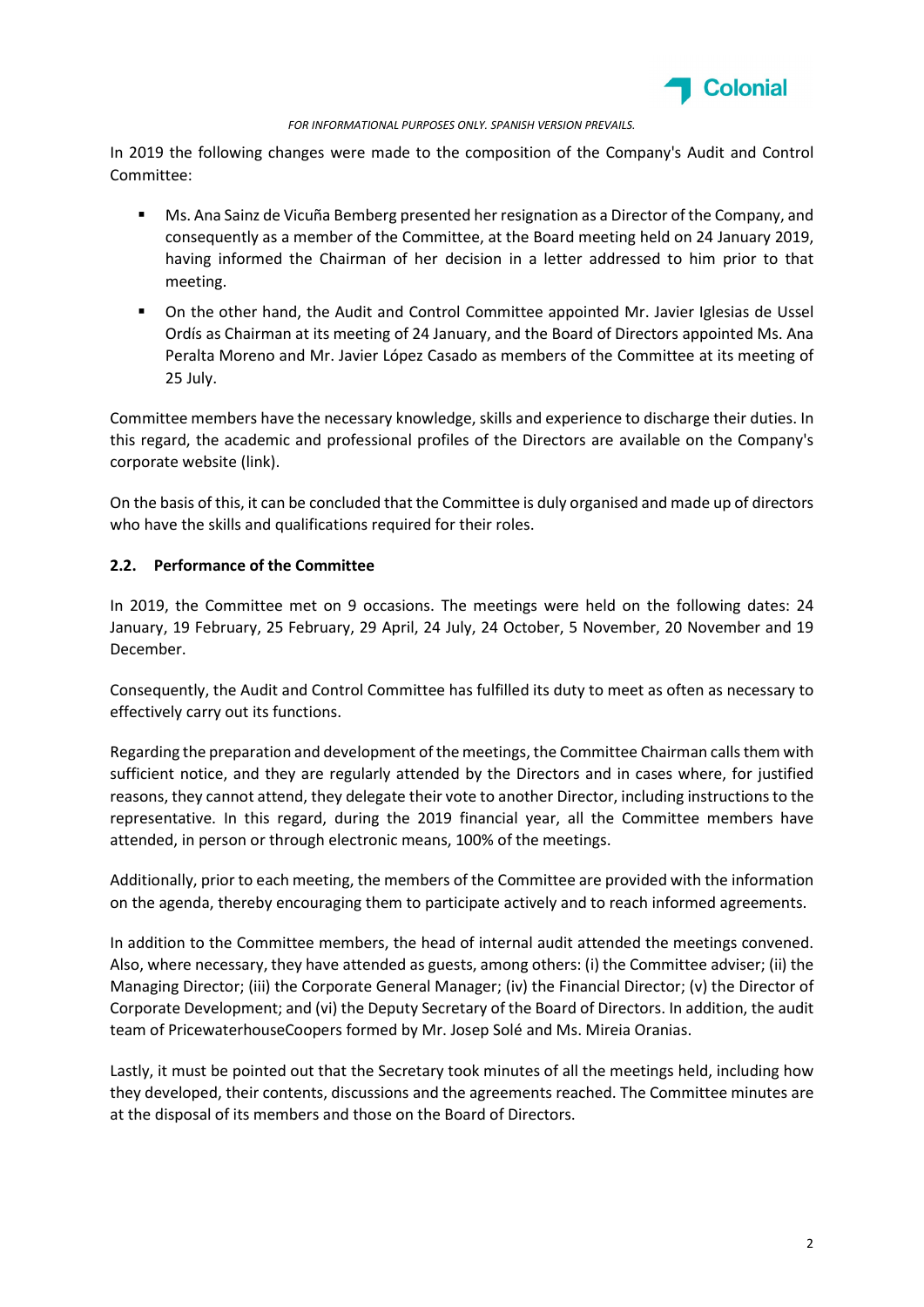In 2019 the following changes were made to the composition of the Company's Audit and Control Committee:

- Ms. Ana Sainz de Vicuña Bemberg presented her resignation as a Director of the Company, and consequently as a member of the Committee, at the Board meeting held on 24 January 2019, having informed the Chairman of her decision in a letter addressed to him prior to that meeting.
- On the other hand, the Audit and Control Committee appointed Mr. Javier Iglesias de Ussel Ordís as Chairman at its meeting of 24 January, and the Board of Directors appointed Ms. Ana Peralta Moreno and Mr. Javier López Casado as members of the Committee at its meeting of 25 July.

Committee members have the necessary knowledge, skills and experience to discharge their duties. In this regard, the academic and professional profiles of the Directors are available on the Company's corporate website (link).

On the basis of this, it can be concluded that the Committee is duly organised and made up of directors who have the skills and qualifications required for their roles.

### 2.2. Performance of the Committee

In 2019, the Committee met on 9 occasions. The meetings were held on the following dates: 24 January, 19 February, 25 February, 29 April, 24 July, 24 October, 5 November, 20 November and 19 December.

Consequently, the Audit and Control Committee has fulfilled its duty to meet as often as necessary to effectively carry out its functions.

Regarding the preparation and development of the meetings, the Committee Chairman calls them with sufficient notice, and they are regularly attended by the Directors and in cases where, for justified reasons, they cannot attend, they delegate their vote to another Director, including instructions to the representative. In this regard, during the 2019 financial year, all the Committee members have attended, in person or through electronic means, 100% of the meetings.

Additionally, prior to each meeting, the members of the Committee are provided with the information on the agenda, thereby encouraging them to participate actively and to reach informed agreements.

In addition to the Committee members, the head of internal audit attended the meetings convened. Also, where necessary, they have attended as guests, among others: (i) the Committee adviser; (ii) the Managing Director; (iii) the Corporate General Manager; (iv) the Financial Director; (v) the Director of Corporate Development; and (vi) the Deputy Secretary of the Board of Directors. In addition, the audit team of PricewaterhouseCoopers formed by Mr. Josep Solé and Ms. Mireia Oranias.

Lastly, it must be pointed out that the Secretary took minutes of all the meetings held, including how they developed, their contents, discussions and the agreements reached. The Committee minutes are at the disposal of its members and those on the Board of Directors.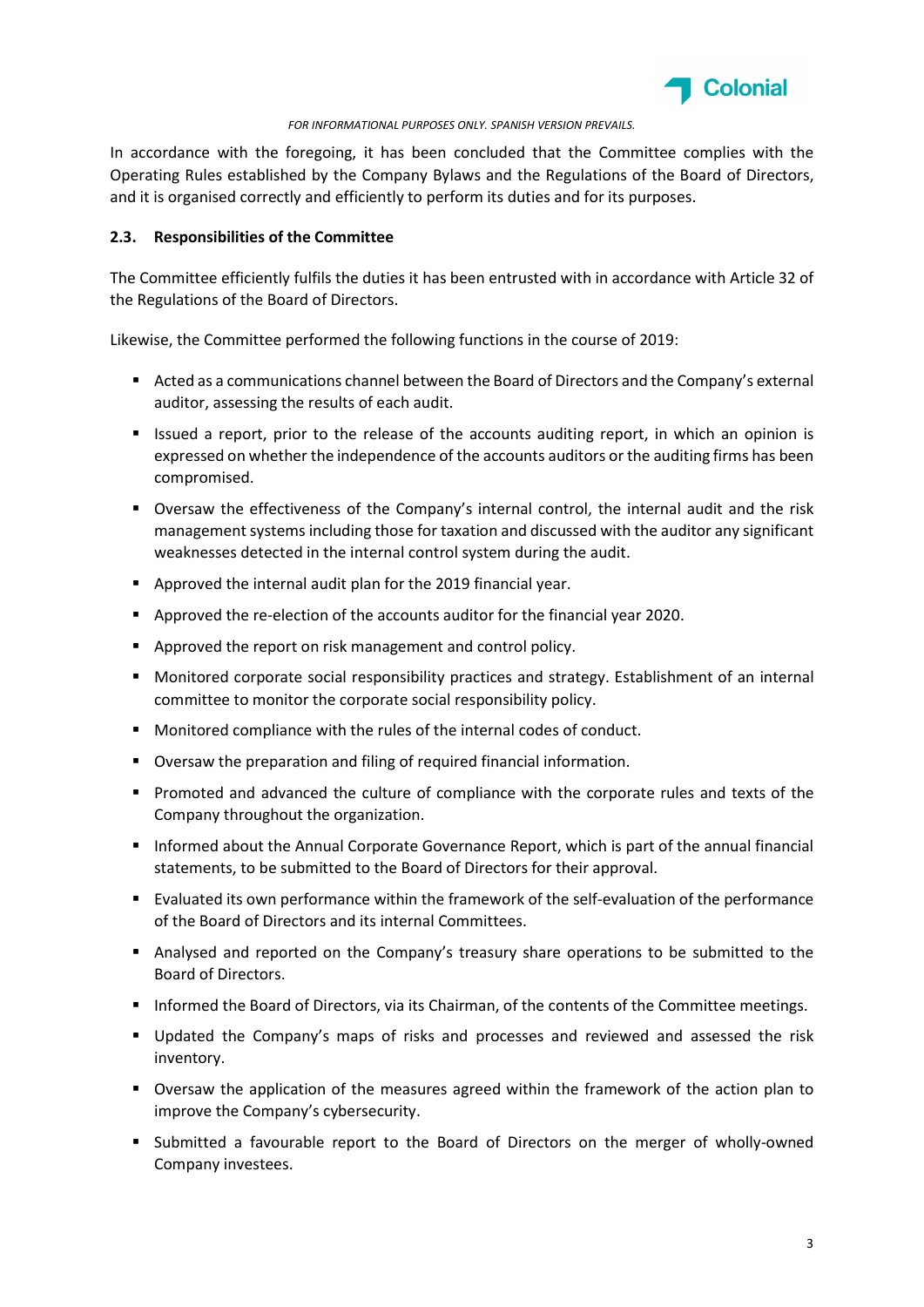In accordance with the foregoing, it has been concluded that the Committee complies with the Operating Rules established by the Company Bylaws and the Regulations of the Board of Directors, and it is organised correctly and efficiently to perform its duties and for its purposes.

### 2.3. Responsibilities of the Committee

The Committee efficiently fulfils the duties it has been entrusted with in accordance with Article 32 of the Regulations of the Board of Directors.

Likewise, the Committee performed the following functions in the course of 2019:

- Acted as a communications channel between the Board of Directors and the Company's external auditor, assessing the results of each audit.
- Issued a report, prior to the release of the accounts auditing report, in which an opinion is expressed on whether the independence of the accounts auditors or the auditing firms has been compromised.
- Oversaw the effectiveness of the Company's internal control, the internal audit and the risk management systems including those for taxation and discussed with the auditor any significant weaknesses detected in the internal control system during the audit.
- Approved the internal audit plan for the 2019 financial year.
- Approved the re-election of the accounts auditor for the financial year 2020.
- Approved the report on risk management and control policy.
- Monitored corporate social responsibility practices and strategy. Establishment of an internal committee to monitor the corporate social responsibility policy.
- Monitored compliance with the rules of the internal codes of conduct.
- Oversaw the preparation and filing of required financial information.
- Promoted and advanced the culture of compliance with the corporate rules and texts of the Company throughout the organization.
- Informed about the Annual Corporate Governance Report, which is part of the annual financial statements, to be submitted to the Board of Directors for their approval.
- Evaluated its own performance within the framework of the self-evaluation of the performance of the Board of Directors and its internal Committees.
- Analysed and reported on the Company's treasury share operations to be submitted to the Board of Directors.
- Informed the Board of Directors, via its Chairman, of the contents of the Committee meetings.
- Updated the Company's maps of risks and processes and reviewed and assessed the risk inventory.
- Oversaw the application of the measures agreed within the framework of the action plan to improve the Company's cybersecurity.
- Submitted a favourable report to the Board of Directors on the merger of wholly-owned Company investees.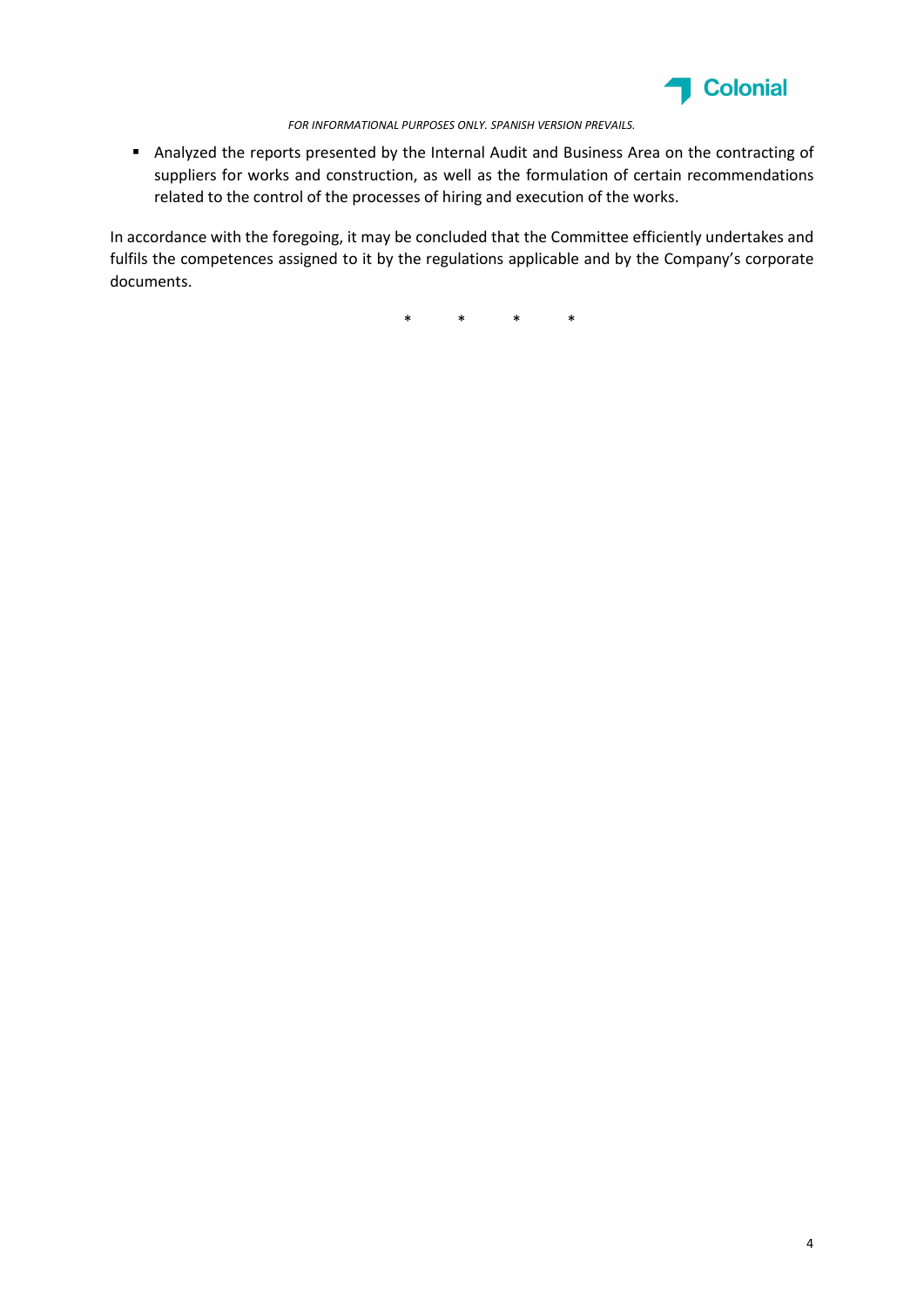- Analyzed the reports presented by the Internal Audit and Business Area on the contracting of suppliers for works and construction, as well as the formulation of certain recommendations related to the control of the processes of hiring and execution of the works.

In accordance with the foregoing, it may be concluded that the Committee efficiently undertakes and fulfils the competences assigned to it by the regulations applicable and by the Company's corporate documents.

\* \* \* \*